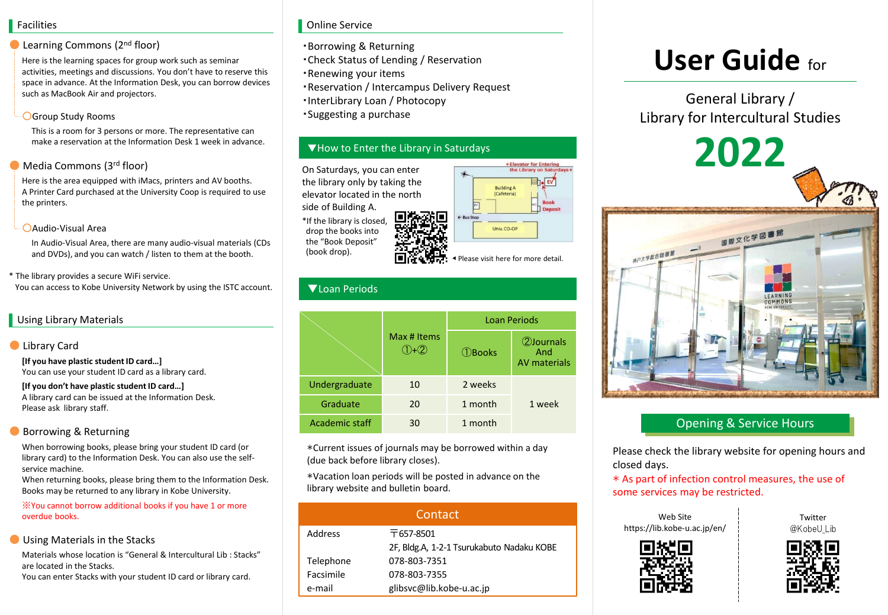# User Guide for

## General Library / Library for Intercultural Studies

# 2022

## Opening & Service Hours

Please check the library website for opening hours and closed days.

＊As part of infection control measures, the use of some services may be restricted.

Web Site
https://lib.kobe-u.ac.jp/en/

Twitter
@KobeU_Lib

## Facilities

### Learning Commons (2nd floor)

Here is the learning spaces for group work such as seminar activities, meetings and discussions. You don't have to reserve this space in advance. At the Information Desk, you can borrow devices such as MacBook Air and projectors.

#### Group Study Rooms

This is a room for 3 persons or more. The representative can make a reservation at the Information Desk 1 week in advance.

### Media Commons (3rd floor)

Here is the area equipped with iMacs, printers and AV booths.
A Printer Card purchased at the University Coop is required to use the printers.

#### Audio-Visual Area

In Audio-Visual Area, there are many audio-visual materials (CDs and DVDs), and you can watch / listen to them at the booth.

* The library provides a secure WiFi service.
You can access to Kobe University Network by using the ISTC account.

## Using Library Materials

### Library Card

**[If you have plastic student ID card…]**
You can use your student ID card as a library card.

**[If you don't have plastic student ID card…]**
A library card can be issued at the Information Desk.
Please ask library staff.

### Borrowing & Returning

When borrowing books, please bring your student ID card (or library card) to the Information Desk. You can also use the self-service machine.
When returning books, please bring them to the Information Desk.
Books may be returned to any library in Kobe University.

※You cannot borrow additional books if you have 1 or more overdue books.

### Using Materials in the Stacks

Materials whose location is "General & Intercultural Lib : Stacks" are located in the Stacks.
You can enter Stacks with your student ID card or library card.

## Online Service

・Borrowing & Returning
・Check Status of Lending / Reservation
・Renewing your items
・Reservation / Intercampus Delivery Request
・InterLibrary Loan / Photocopy
・Suggesting a purchase

## ▼How to Enter the Library in Saturdays

On Saturdays, you can enter the library only by taking the elevator located in the north side of Building A.

*If the library is closed, drop the books into the "Book Deposit" (book drop).

＊Elevator for Entering the Library on Saturdays＊ EV / Building A (Cafeteria) / Book Deposit / ← Bus Stop / Univ. CO-OP

◂ Please visit here for more detail.

## ▼Loan Periods

| | Max # Items ①+② | Loan Periods | |
|---|---|---|---|
| | | ①Books | ②Journals And AV materials |
| Undergraduate | 10 | 2 weeks | 1 week |
| Graduate | 20 | 1 month | |
| Academic staff | 30 | 1 month | |

*Current issues of journals may be borrowed within a day (due back before library closes).

*Vacation loan periods will be posted in advance on the library website and bulletin board.

## Contact

| | |
|---|---|
| Address | 〒657-8501<br>2F, Bldg.A, 1-2-1 Tsurukabuto Nadaku KOBE |
| Telephone | 078-803-7351 |
| Facsimile | 078-803-7355 |
| e-mail | glibsvc@lib.kobe-u.ac.jp |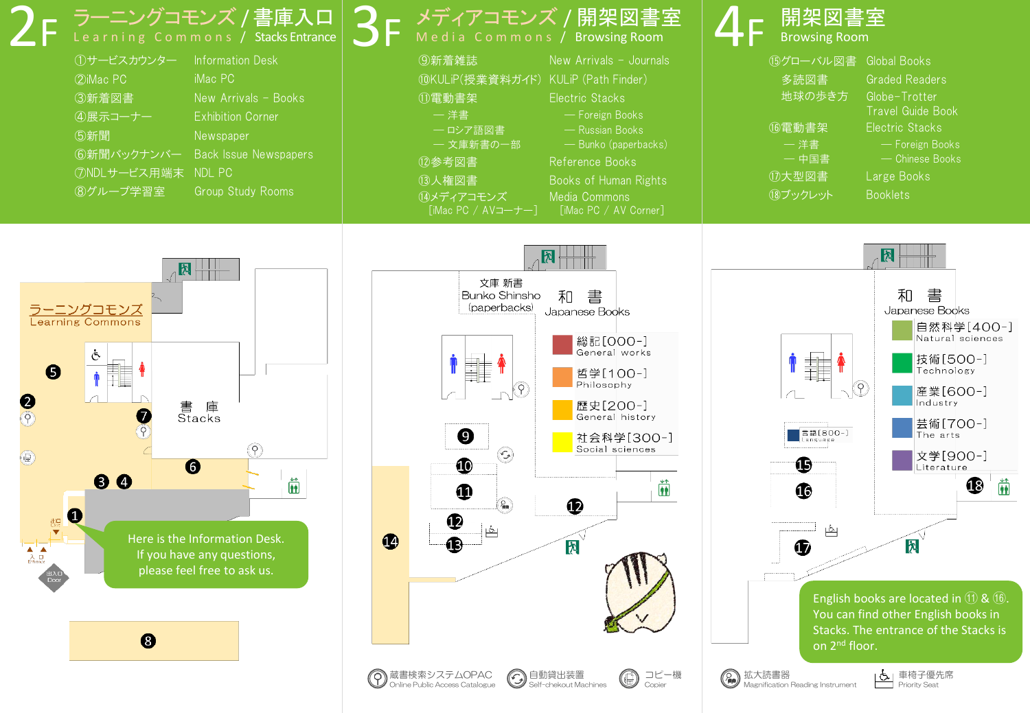# 2F ラーニングコモンズ / 書庫入口
## Learning Commons / Stacks Entrance

- ①サービスカウンター Information Desk
- ②iMac PC iMac PC
- ③新着図書 New Arrivals － Books
- ④展示コーナー Exhibition Corner
- ⑤新聞 Newspaper
- ⑥新聞バックナンバー Back Issue Newspapers
- ⑦NDLサービス用端末 NDL PC
- ⑧グループ学習室 Group Study Rooms

# 3F メディアコモンズ / 開架図書室
## Media Commons / Browsing Room

- ⑨新着雑誌 New Arrivals － Journals
- ⑩KULiP(授業資料ガイド) KULiP (Path Finder)
- ⑪電動書架 Electric Stacks
  - ― 洋書 ― Foreign Books
  - ― ロシア語図書 ― Russian Books
  - ― 文庫新書の一部 ― Bunko (paperbacks)
- ⑫参考図書 Reference Books
- ⑬人権図書 Books of Human Rights
- ⑭メディアコモンズ Media Commons
  [iMac PC / AVコーナー] [iMac PC / AV Corner]

# 4F 開架図書室
## Browsing Room

- ⑮グローバル図書 Global Books
  - 多読図書 Graded Readers
  - 地球の歩き方 Globe-Trotter Travel Guide Book
- ⑯電動書架 Electric Stacks
  - ― 洋書 ― Foreign Books
  - ― 中国書 ― Chinese Books
- ⑰大型図書 Large Books
- ⑱ブックレット Booklets

ラーニングコモンズ
Learning Commons

書 庫
Stacks

入口
Entrance

出入口
Door

Here is the Information Desk.
If you have any questions,
please feel free to ask us.

文庫 新書
Bunko Shinsho
(paperbacks)

和 書
Japanese Books

総記[000-] General works
哲学[100-] Philosophy
歴史[200-] General history
社会科学[300-] Social sciences

和 書
Japanese Books

言語[800-] Language
自然科学[400-] Natural sciences
技術[500-] Technology
産業[600-] Industry
芸術[700-] The arts
文学[900-] Literature

English books are located in ⑪ & ⑯.
You can find other English books in Stacks. The entrance of the Stacks is on 2nd floor.

蔵書検索システムOPAC Online Public Access Catalogue
自動貸出装置 Self-chekout Machines
コピー機 Copier
拡大読書器 Magnification Reading Instrument
車椅子優先席 Priority Seat